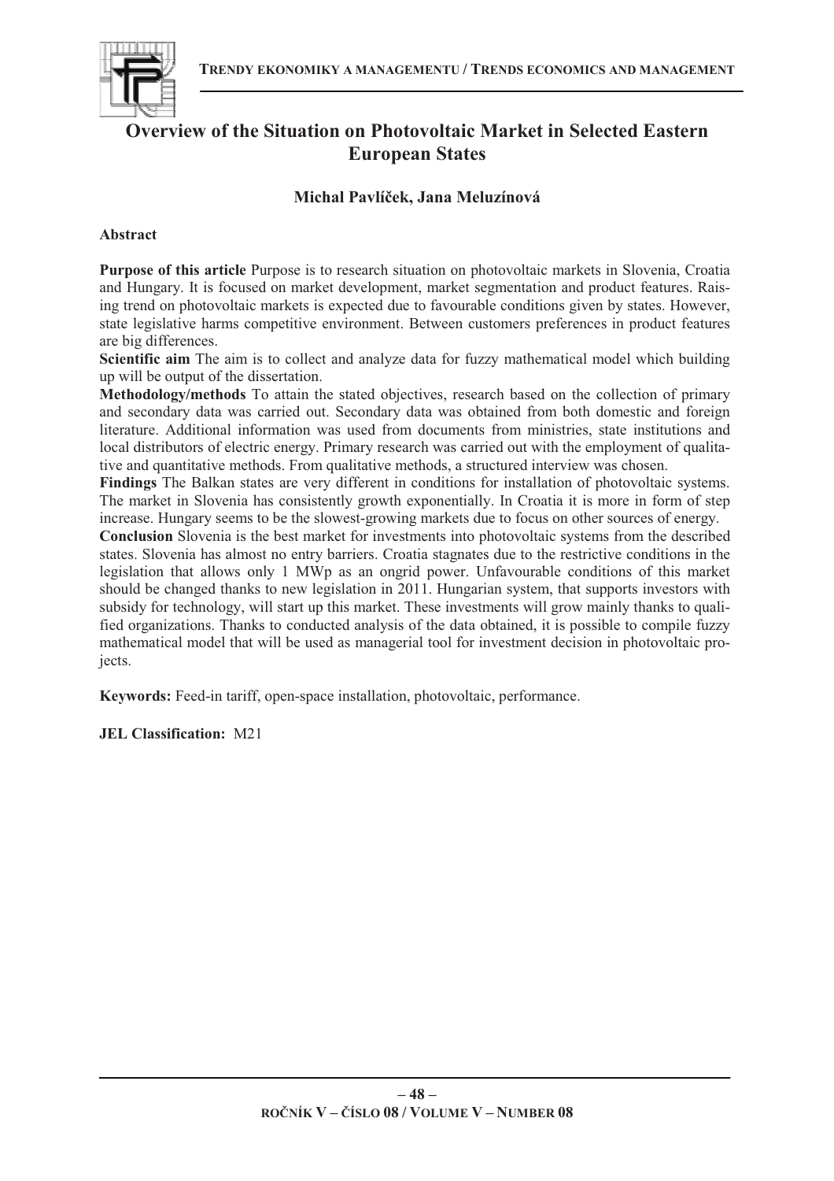# Overview of the Situation on Photovoltaic Market in Selected Eastern European States

**Michal Pavlíček, Jana Meluzínová**

**Abstract**

**Purpose of this article** Purpose is to research situation on photovoltaic markets in Slovenia, Croatia and Hungary. It is focused on market development, market segmentation and product features. Raising trend on photovoltaic markets is expected due to favourable conditions given by states. However, state legislative harms competitive environment. Between customers preferences in product features are big differences.

**Scientific aim** The aim is to collect and analyze data for fuzzy mathematical model which building up will be output of the dissertation.

**Methodology/methods** To attain the stated objectives, research based on the collection of primary and secondary data was carried out. Secondary data was obtained from both domestic and foreign literature. Additional information was used from documents from ministries, state institutions and local distributors of electric energy. Primary research was carried out with the employment of qualitative and quantitative methods. From qualitative methods, a structured interview was chosen.

**Findings** The Balkan states are very different in conditions for installation of photovoltaic systems. The market in Slovenia has consistently growth exponentially. In Croatia it is more in form of step increase. Hungary seems to be the slowest-growing markets due to focus on other sources of energy.

**Conclusion** Slovenia is the best market for investments into photovoltaic systems from the described states. Slovenia has almost no entry barriers. Croatia stagnates due to the restrictive conditions in the legislation that allows only 1 MWp as an ongrid power. Unfavourable conditions of this market should be changed thanks to new legislation in 2011. Hungarian system, that supports investors with subsidy for technology, will start up this market. These investments will grow mainly thanks to qualified organizations. Thanks to conducted analysis of the data obtained, it is possible to compile fuzzy mathematical model that will be used as managerial tool for investment decision in photovoltaic projects.

**Keywords:** Feed-in tariff, open-space installation, photovoltaic, performance.

**JEL Classification:** M21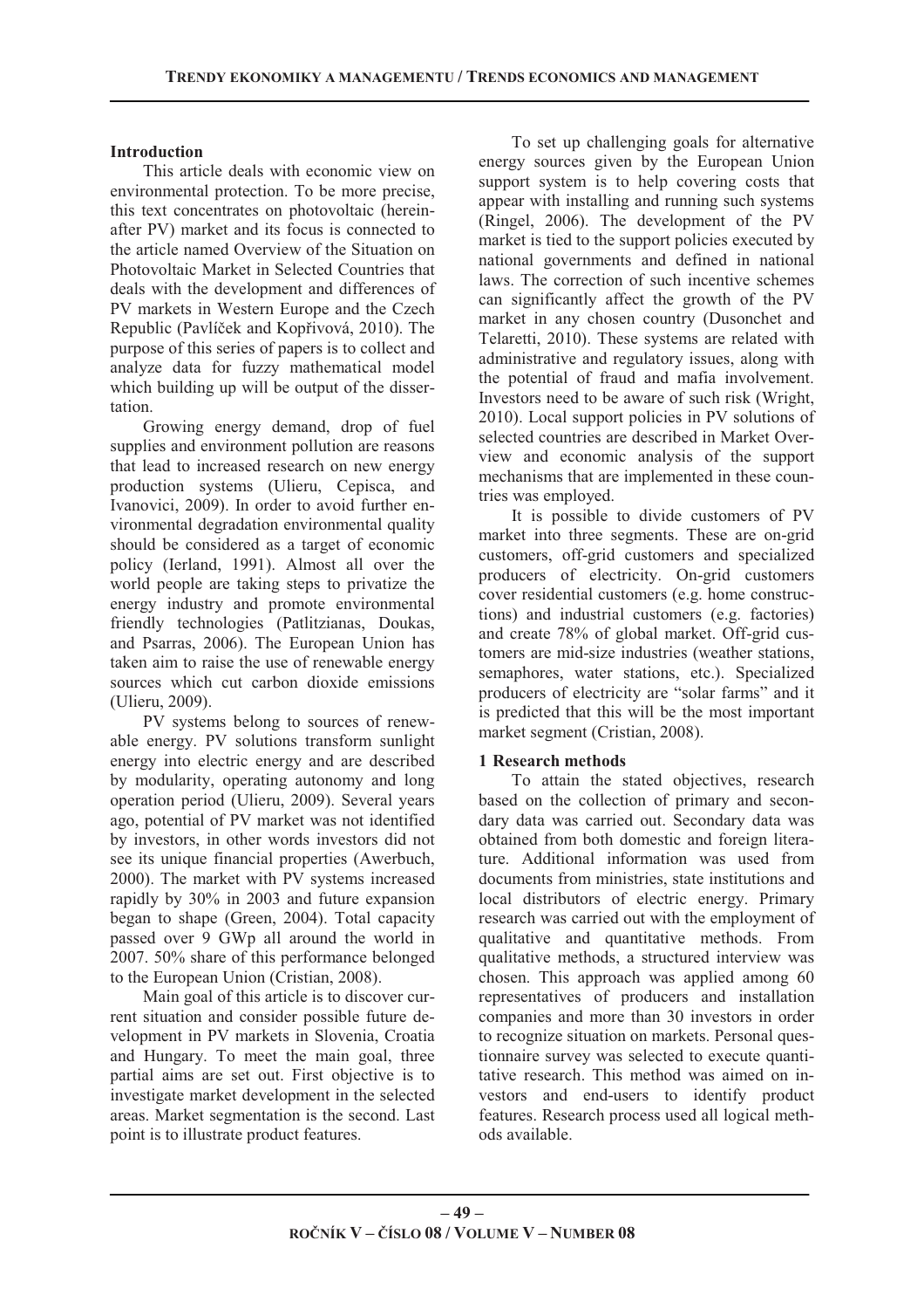## Introduction

This article deals with economic view on environmental protection. To be more precise, this text concentrates on photovoltaic (hereinafter PV) market and its focus is connected to the article named Overview of the Situation on Photovoltaic Market in Selected Countries that deals with the development and differences of PV markets in Western Europe and the Czech Republic (Pavlíček and Kopřivová, 2010). The purpose of this series of papers is to collect and analyze data for fuzzy mathematical model which building up will be output of the dissertation.

Growing energy demand, drop of fuel supplies and environment pollution are reasons that lead to increased research on new energy production systems (Ulieru, Cepisca, and Ivanovici, 2009). In order to avoid further environmental degradation environmental quality should be considered as a target of economic policy (Ierland, 1991). Almost all over the world people are taking steps to privatize the energy industry and promote environmental friendly technologies (Patlitzianas, Doukas, and Psarras, 2006). The European Union has taken aim to raise the use of renewable energy sources which cut carbon dioxide emissions (Ulieru, 2009).

PV systems belong to sources of renewable energy. PV solutions transform sunlight energy into electric energy and are described by modularity, operating autonomy and long operation period (Ulieru, 2009). Several years ago, potential of PV market was not identified by investors, in other words investors did not see its unique financial properties (Awerbuch, 2000). The market with PV systems increased rapidly by 30% in 2003 and future expansion began to shape (Green, 2004). Total capacity passed over 9 GWp all around the world in 2007. 50% share of this performance belonged to the European Union (Cristian, 2008).

Main goal of this article is to discover current situation and consider possible future development in PV markets in Slovenia, Croatia and Hungary. To meet the main goal, three partial aims are set out. First objective is to investigate market development in the selected areas. Market segmentation is the second. Last point is to illustrate product features.

To set up challenging goals for alternative energy sources given by the European Union support system is to help covering costs that appear with installing and running such systems (Ringel, 2006). The development of the PV market is tied to the support policies executed by national governments and defined in national laws. The correction of such incentive schemes can significantly affect the growth of the PV market in any chosen country (Dusonchet and Telaretti, 2010). These systems are related with administrative and regulatory issues, along with the potential of fraud and mafia involvement. Investors need to be aware of such risk (Wright, 2010). Local support policies in PV solutions of selected countries are described in Market Overview and economic analysis of the support mechanisms that are implemented in these countries was employed.

It is possible to divide customers of PV market into three segments. These are on-grid customers, off-grid customers and specialized producers of electricity. On-grid customers cover residential customers (e.g. home constructions) and industrial customers (e.g. factories) and create 78% of global market. Off-grid customers are mid-size industries (weather stations, semaphores, water stations, etc.). Specialized producers of electricity are "solar farms" and it is predicted that this will be the most important market segment (Cristian, 2008).

## 1 Research methods

To attain the stated objectives, research based on the collection of primary and secondary data was carried out. Secondary data was obtained from both domestic and foreign literature. Additional information was used from documents from ministries, state institutions and local distributors of electric energy. Primary research was carried out with the employment of qualitative and quantitative methods. From qualitative methods, a structured interview was chosen. This approach was applied among 60 representatives of producers and installation companies and more than 30 investors in order to recognize situation on markets. Personal questionnaire survey was selected to execute quantitative research. This method was aimed on investors and end-users to identify product features. Research process used all logical methods available.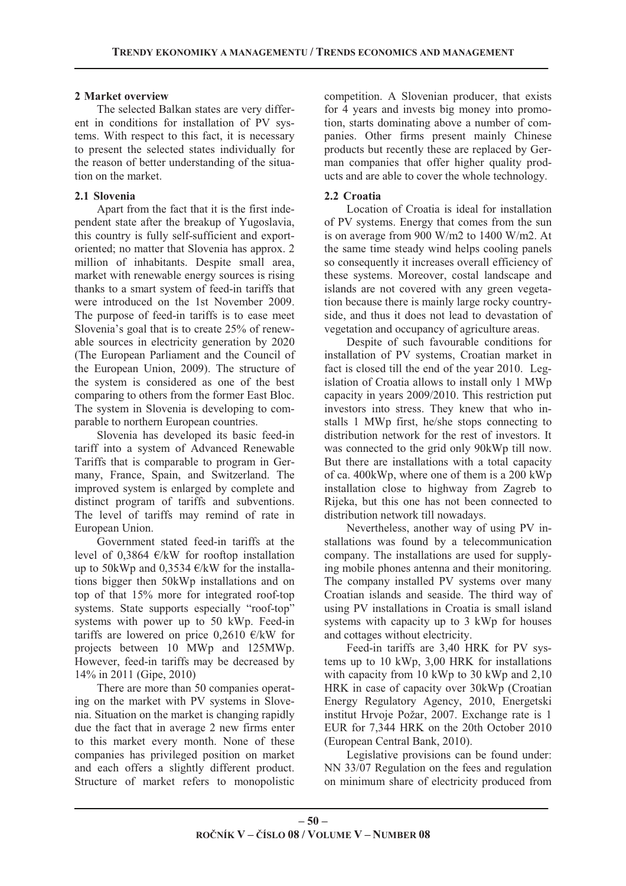## 2 Market overview

The selected Balkan states are very different in conditions for installation of PV systems. With respect to this fact, it is necessary to present the selected states individually for the reason of better understanding of the situation on the market.

### 2.1 Slovenia

Apart from the fact that it is the first independent state after the breakup of Yugoslavia, this country is fully self-sufficient and export-oriented; no matter that Slovenia has approx. 2 million of inhabitants. Despite small area, market with renewable energy sources is rising thanks to a smart system of feed-in tariffs that were introduced on the 1st November 2009. The purpose of feed-in tariffs is to ease meet Slovenia's goal that is to create 25% of renewable sources in electricity generation by 2020 (The European Parliament and the Council of the European Union, 2009). The structure of the system is considered as one of the best comparing to others from the former East Bloc. The system in Slovenia is developing to comparable to northern European countries.

Slovenia has developed its basic feed-in tariff into a system of Advanced Renewable Tariffs that is comparable to program in Germany, France, Spain, and Switzerland. The improved system is enlarged by complete and distinct program of tariffs and subventions. The level of tariffs may remind of rate in European Union.

Government stated feed-in tariffs at the level of 0,3864 €/kW for rooftop installation up to 50kWp and 0,3534 €/kW for the installations bigger then 50kWp installations and on top of that 15% more for integrated roof-top systems. State supports especially "roof-top" systems with power up to 50 kWp. Feed-in tariffs are lowered on price 0,2610 €/kW for projects between 10 MWp and 125MWp. However, feed-in tariffs may be decreased by 14% in 2011 (Gipe, 2010)

There are more than 50 companies operating on the market with PV systems in Slovenia. Situation on the market is changing rapidly due the fact that in average 2 new firms enter to this market every month. None of these companies has privileged position on market and each offers a slightly different product. Structure of market refers to monopolistic competition. A Slovenian producer, that exists for 4 years and invests big money into promotion, starts dominating above a number of companies. Other firms present mainly Chinese products but recently these are replaced by German companies that offer higher quality products and are able to cover the whole technology.

### 2.2 Croatia

Location of Croatia is ideal for installation of PV systems. Energy that comes from the sun is on average from 900 W/m2 to 1400 W/m2. At the same time steady wind helps cooling panels so consequently it increases overall efficiency of these systems. Moreover, costal landscape and islands are not covered with any green vegetation because there is mainly large rocky countryside, and thus it does not lead to devastation of vegetation and occupancy of agriculture areas.

Despite of such favourable conditions for installation of PV systems, Croatian market in fact is closed till the end of the year 2010. Legislation of Croatia allows to install only 1 MWp capacity in years 2009/2010. This restriction put investors into stress. They knew that who installs 1 MWp first, he/she stops connecting to distribution network for the rest of investors. It was connected to the grid only 90kWp till now. But there are installations with a total capacity of ca. 400kWp, where one of them is a 200 kWp installation close to highway from Zagreb to Rijeka, but this one has not been connected to distribution network till nowadays.

Nevertheless, another way of using PV installations was found by a telecommunication company. The installations are used for supplying mobile phones antenna and their monitoring. The company installed PV systems over many Croatian islands and seaside. The third way of using PV installations in Croatia is small island systems with capacity up to 3 kWp for houses and cottages without electricity.

Feed-in tariffs are 3,40 HRK for PV systems up to 10 kWp, 3,00 HRK for installations with capacity from 10 kWp to 30 kWp and 2,10 HRK in case of capacity over 30kWp (Croatian Energy Regulatory Agency, 2010, Energetski institut Hrvoje Požar, 2007. Exchange rate is 1 EUR for 7,344 HRK on the 20th October 2010 (European Central Bank, 2010).

Legislative provisions can be found under: NN 33/07 Regulation on the fees and regulation on minimum share of electricity produced from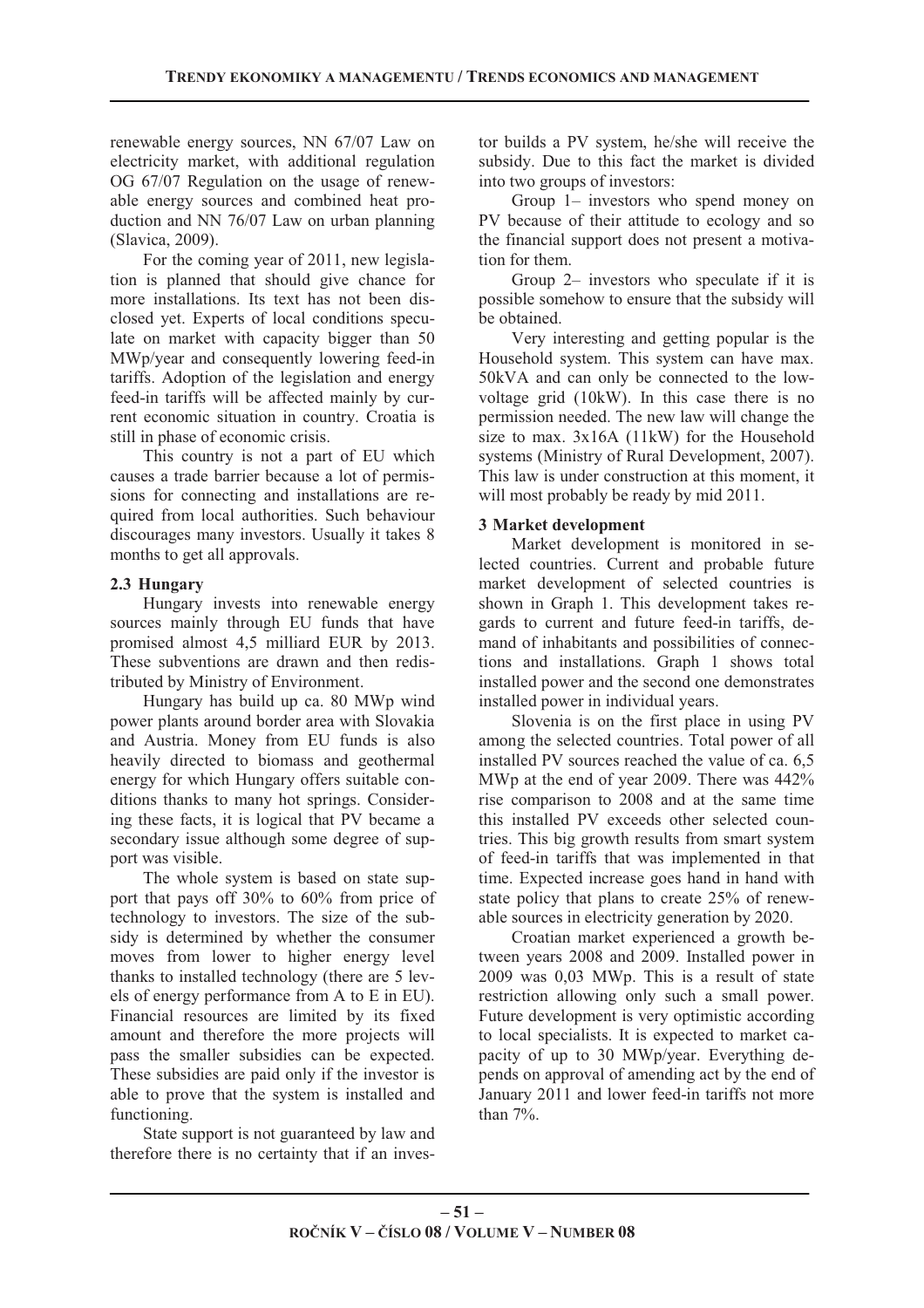renewable energy sources, NN 67/07 Law on electricity market, with additional regulation OG 67/07 Regulation on the usage of renewable energy sources and combined heat production and NN 76/07 Law on urban planning (Slavica, 2009).

For the coming year of 2011, new legislation is planned that should give chance for more installations. Its text has not been disclosed yet. Experts of local conditions speculate on market with capacity bigger than 50 MWp/year and consequently lowering feed-in tariffs. Adoption of the legislation and energy feed-in tariffs will be affected mainly by current economic situation in country. Croatia is still in phase of economic crisis.

This country is not a part of EU which causes a trade barrier because a lot of permissions for connecting and installations are required from local authorities. Such behaviour discourages many investors. Usually it takes 8 months to get all approvals.

### 2.3 Hungary

Hungary invests into renewable energy sources mainly through EU funds that have promised almost 4,5 milliard EUR by 2013. These subventions are drawn and then redistributed by Ministry of Environment.

Hungary has build up ca. 80 MWp wind power plants around border area with Slovakia and Austria. Money from EU funds is also heavily directed to biomass and geothermal energy for which Hungary offers suitable conditions thanks to many hot springs. Considering these facts, it is logical that PV became a secondary issue although some degree of support was visible.

The whole system is based on state support that pays off 30% to 60% from price of technology to investors. The size of the subsidy is determined by whether the consumer moves from lower to higher energy level thanks to installed technology (there are 5 levels of energy performance from A to E in EU). Financial resources are limited by its fixed amount and therefore the more projects will pass the smaller subsidies can be expected. These subsidies are paid only if the investor is able to prove that the system is installed and functioning.

State support is not guaranteed by law and therefore there is no certainty that if an investor builds a PV system, he/she will receive the subsidy. Due to this fact the market is divided into two groups of investors:

Group 1– investors who spend money on PV because of their attitude to ecology and so the financial support does not present a motivation for them.

Group 2– investors who speculate if it is possible somehow to ensure that the subsidy will be obtained.

Very interesting and getting popular is the Household system. This system can have max. 50kVA and can only be connected to the low-voltage grid (10kW). In this case there is no permission needed. The new law will change the size to max. 3x16A (11kW) for the Household systems (Ministry of Rural Development, 2007). This law is under construction at this moment, it will most probably be ready by mid 2011.

## 3 Market development

Market development is monitored in selected countries. Current and probable future market development of selected countries is shown in Graph 1. This development takes regards to current and future feed-in tariffs, demand of inhabitants and possibilities of connections and installations. Graph 1 shows total installed power and the second one demonstrates installed power in individual years.

Slovenia is on the first place in using PV among the selected countries. Total power of all installed PV sources reached the value of ca. 6,5 MWp at the end of year 2009. There was 442% rise comparison to 2008 and at the same time this installed PV exceeds other selected countries. This big growth results from smart system of feed-in tariffs that was implemented in that time. Expected increase goes hand in hand with state policy that plans to create 25% of renewable sources in electricity generation by 2020.

Croatian market experienced a growth between years 2008 and 2009. Installed power in 2009 was 0,03 MWp. This is a result of state restriction allowing only such a small power. Future development is very optimistic according to local specialists. It is expected to market capacity of up to 30 MWp/year. Everything depends on approval of amending act by the end of January 2011 and lower feed-in tariffs not more than 7%.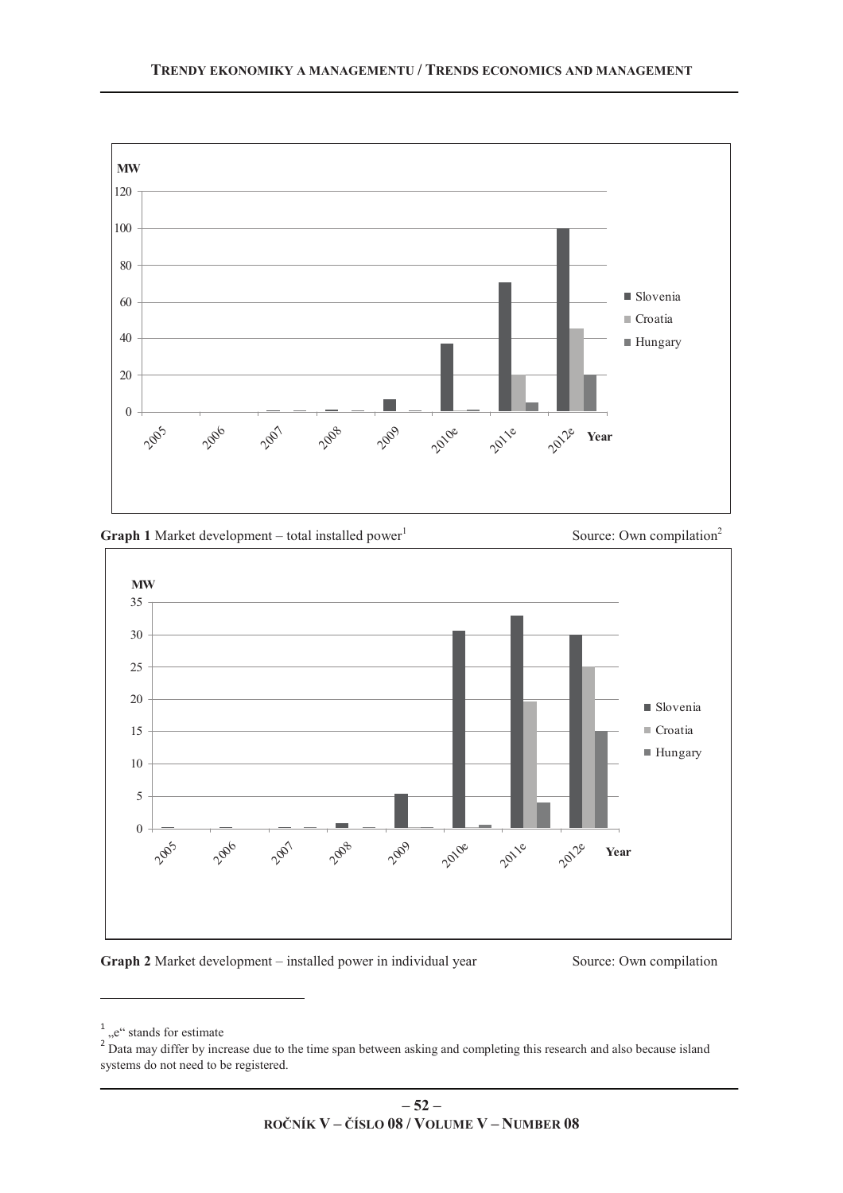**Graph 1** Market development – total installed power[1]

Source: Own compilation[2]

**Graph 2** Market development – installed power in individual year

Source: Own compilation

[1] „e" stands for estimate

[2] Data may differ by increase due to the time span between asking and completing this research and also because island systems do not need to be registered.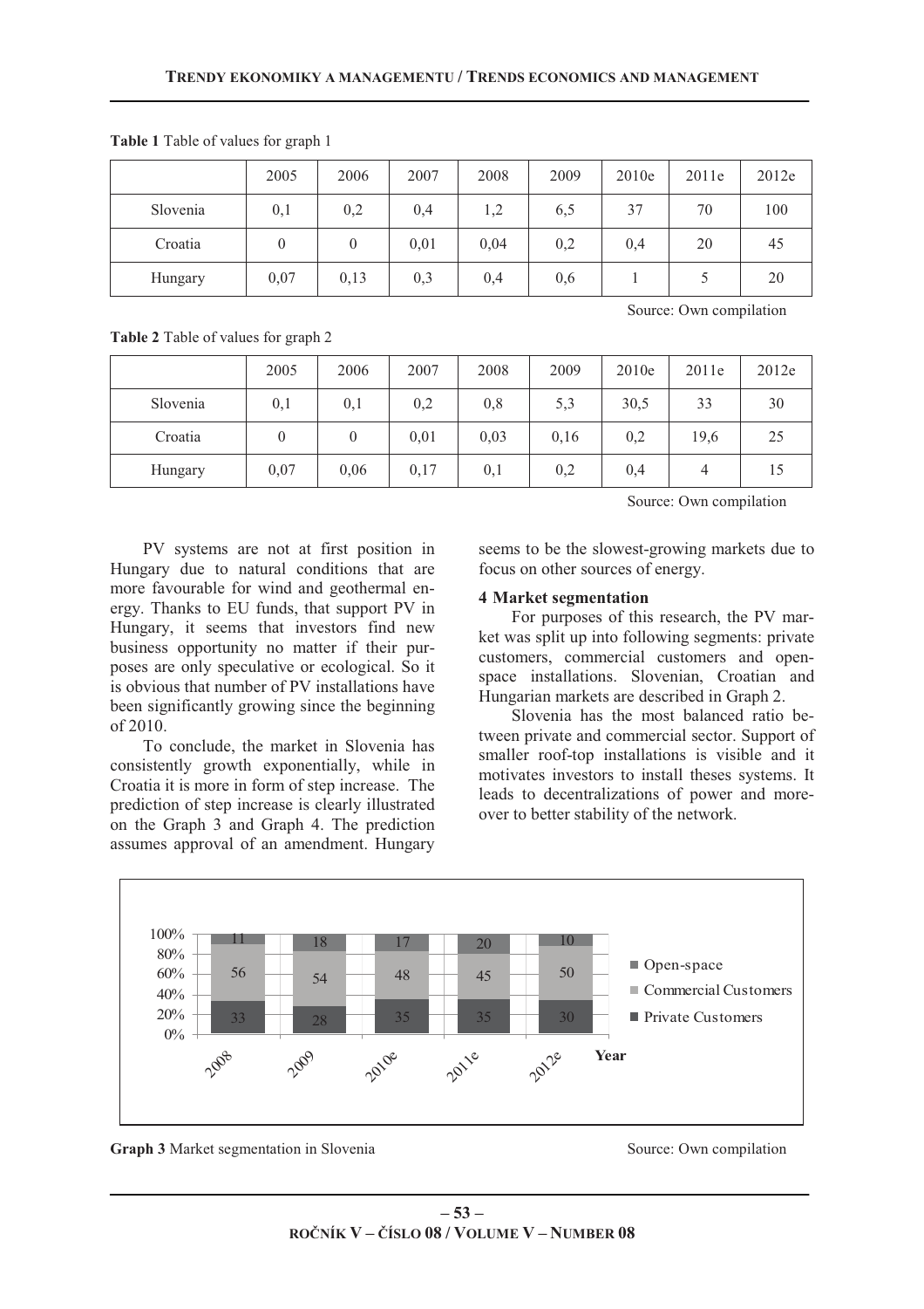**Table 1** Table of values for graph 1

| | 2005 | 2006 | 2007 | 2008 | 2009 | 2010e | 2011e | 2012e |
|---|---|---|---|---|---|---|---|---|
| Slovenia | 0,1 | 0,2 | 0,4 | 1,2 | 6,5 | 37 | 70 | 100 |
| Croatia | 0 | 0 | 0,01 | 0,04 | 0,2 | 0,4 | 20 | 45 |
| Hungary | 0,07 | 0,13 | 0,3 | 0,4 | 0,6 | 1 | 5 | 20 |

Source: Own compilation

**Table 2** Table of values for graph 2

| | 2005 | 2006 | 2007 | 2008 | 2009 | 2010e | 2011e | 2012e |
|---|---|---|---|---|---|---|---|---|
| Slovenia | 0,1 | 0,1 | 0,2 | 0,8 | 5,3 | 30,5 | 33 | 30 |
| Croatia | 0 | 0 | 0,01 | 0,03 | 0,16 | 0,2 | 19,6 | 25 |
| Hungary | 0,07 | 0,06 | 0,17 | 0,1 | 0,2 | 0,4 | 4 | 15 |

Source: Own compilation

PV systems are not at first position in Hungary due to natural conditions that are more favourable for wind and geothermal energy. Thanks to EU funds, that support PV in Hungary, it seems that investors find new business opportunity no matter if their purposes are only speculative or ecological. So it is obvious that number of PV installations have been significantly growing since the beginning of 2010.

To conclude, the market in Slovenia has consistently growth exponentially, while in Croatia it is more in form of step increase. The prediction of step increase is clearly illustrated on the Graph 3 and Graph 4. The prediction assumes approval of an amendment. Hungary seems to be the slowest-growing markets due to focus on other sources of energy.

### 4 Market segmentation

For purposes of this research, the PV market was split up into following segments: private customers, commercial customers and open-space installations. Slovenian, Croatian and Hungarian markets are described in Graph 2.

Slovenia has the most balanced ratio between private and commercial sector. Support of smaller roof-top installations is visible and it motivates investors to install theses systems. It leads to decentralizations of power and moreover to better stability of the network.

| Year | 2008 | 2009 | 2010e | 2011e | 2012e |
|---|---|---|---|---|---|
| Open-space | 11 | 18 | 17 | 20 | 10 |
| Commercial Customers | 56 | 54 | 48 | 45 | 50 |
| Private Customers | 33 | 28 | 35 | 35 | 30 |

**Graph 3** Market segmentation in Slovenia

Source: Own compilation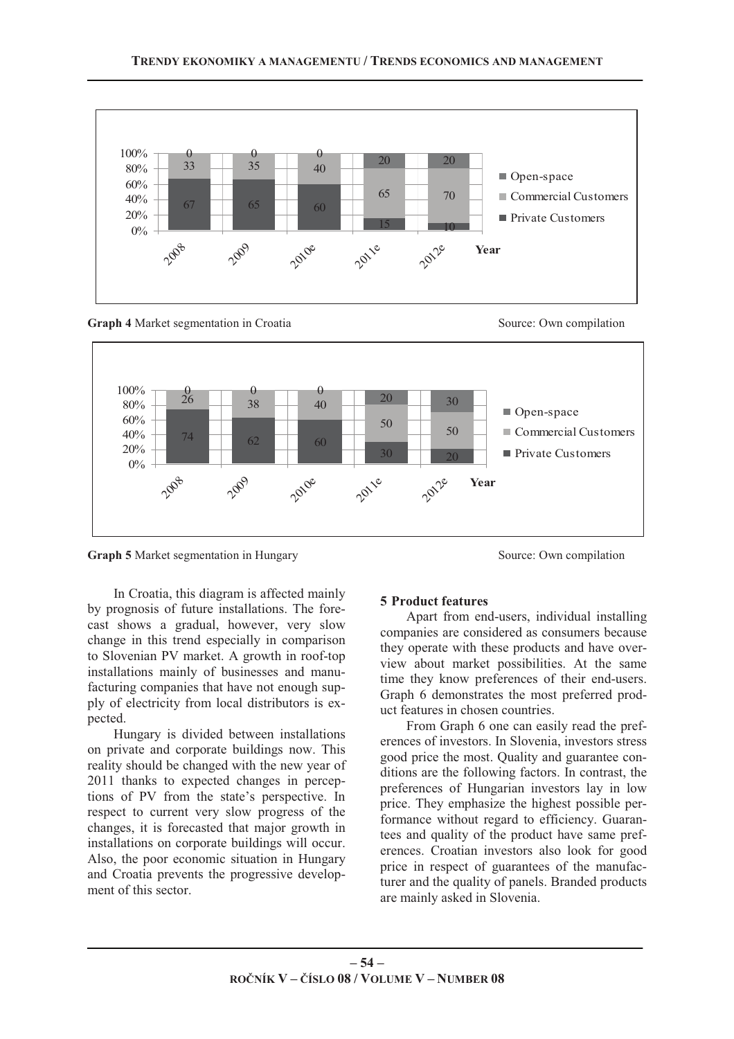| Year | Private Customers | Commercial Customers | Open-space |
|---|---|---|---|
| 2008 | 67 | 33 | 0 |
| 2009 | 65 | 35 | 0 |
| 2010e | 60 | 40 | 0 |
| 2011e | 15 | 65 | 20 |
| 2012e | 10 | 70 | 20 |

**Graph 4** Market segmentation in Croatia Source: Own compilation

| Year | Private Customers | Commercial Customers | Open-space |
|---|---|---|---|
| 2008 | 74 | 26 | 0 |
| 2009 | 62 | 38 | 0 |
| 2010e | 60 | 40 | 0 |
| 2011e | 30 | 50 | 20 |
| 2012e | 20 | 50 | 30 |

**Graph 5** Market segmentation in Hungary Source: Own compilation

In Croatia, this diagram is affected mainly by prognosis of future installations. The forecast shows a gradual, however, very slow change in this trend especially in comparison to Slovenian PV market. A growth in roof-top installations mainly of businesses and manufacturing companies that have not enough supply of electricity from local distributors is expected.

Hungary is divided between installations on private and corporate buildings now. This reality should be changed with the new year of 2011 thanks to expected changes in perceptions of PV from the state's perspective. In respect to current very slow progress of the changes, it is forecasted that major growth in installations on corporate buildings will occur. Also, the poor economic situation in Hungary and Croatia prevents the progressive development of this sector.

## 5 Product features

Apart from end-users, individual installing companies are considered as consumers because they operate with these products and have overview about market possibilities. At the same time they know preferences of their end-users. Graph 6 demonstrates the most preferred product features in chosen countries.

From Graph 6 one can easily read the preferences of investors. In Slovenia, investors stress good price the most. Quality and guarantee conditions are the following factors. In contrast, the preferences of Hungarian investors lay in low price. They emphasize the highest possible performance without regard to efficiency. Guarantees and quality of the product have same preferences. Croatian investors also look for good price in respect of guarantees of the manufacturer and the quality of panels. Branded products are mainly asked in Slovenia.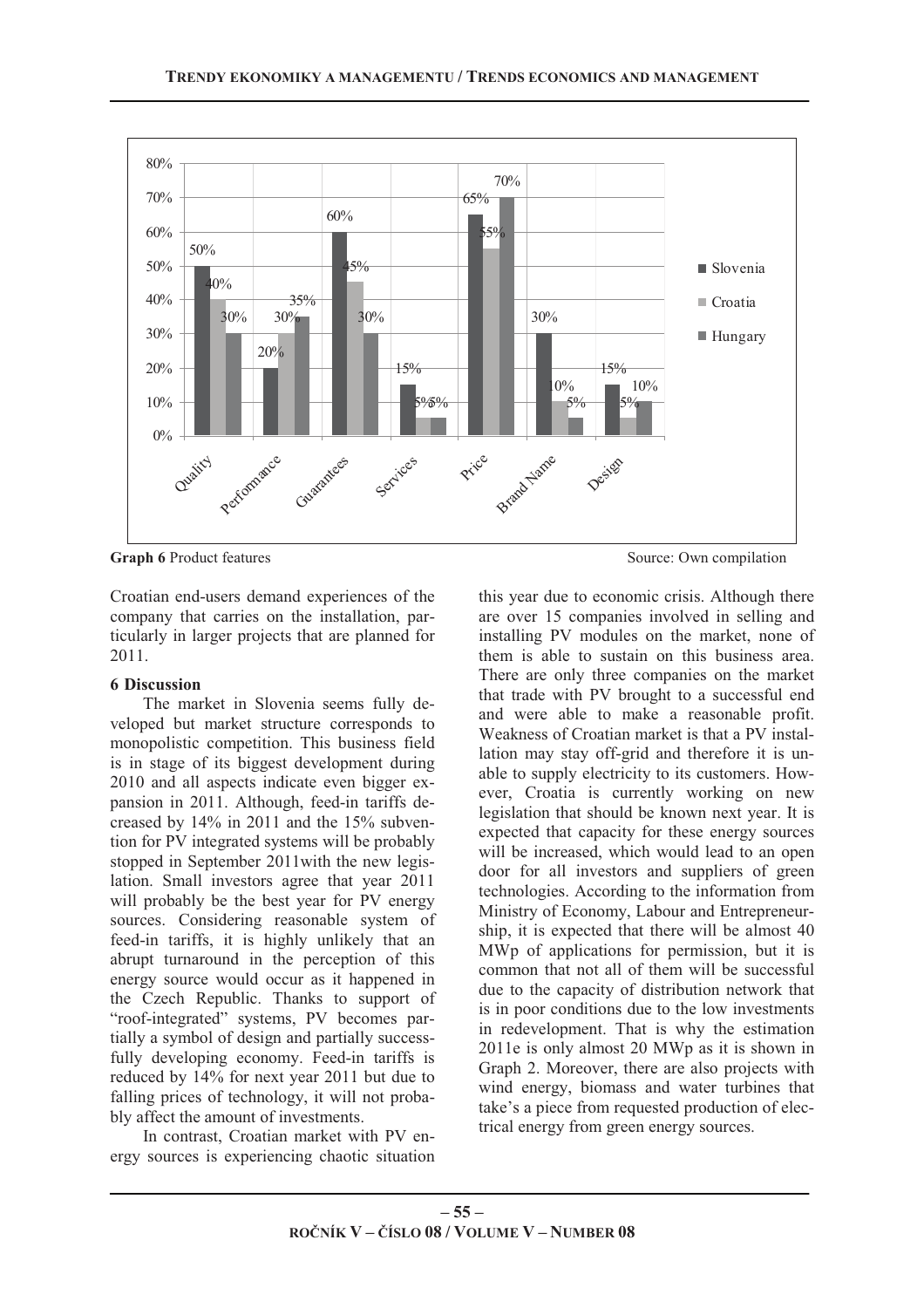**Graph 6** Product features Source: Own compilation

Croatian end-users demand experiences of the company that carries on the installation, particularly in larger projects that are planned for 2011.

## 6 Discussion

The market in Slovenia seems fully developed but market structure corresponds to monopolistic competition. This business field is in stage of its biggest development during 2010 and all aspects indicate even bigger expansion in 2011. Although, feed-in tariffs decreased by 14% in 2011 and the 15% subvention for PV integrated systems will be probably stopped in September 2011with the new legislation. Small investors agree that year 2011 will probably be the best year for PV energy sources. Considering reasonable system of feed-in tariffs, it is highly unlikely that an abrupt turnaround in the perception of this energy source would occur as it happened in the Czech Republic. Thanks to support of "roof-integrated" systems, PV becomes partially a symbol of design and partially successfully developing economy. Feed-in tariffs is reduced by 14% for next year 2011 but due to falling prices of technology, it will not probably affect the amount of investments.

In contrast, Croatian market with PV energy sources is experiencing chaotic situation this year due to economic crisis. Although there are over 15 companies involved in selling and installing PV modules on the market, none of them is able to sustain on this business area. There are only three companies on the market that trade with PV brought to a successful end and were able to make a reasonable profit. Weakness of Croatian market is that a PV installation may stay off-grid and therefore it is unable to supply electricity to its customers. However, Croatia is currently working on new legislation that should be known next year. It is expected that capacity for these energy sources will be increased, which would lead to an open door for all investors and suppliers of green technologies. According to the information from Ministry of Economy, Labour and Entrepreneurship, it is expected that there will be almost 40 MWp of applications for permission, but it is common that not all of them will be successful due to the capacity of distribution network that is in poor conditions due to the low investments in redevelopment. That is why the estimation 2011e is only almost 20 MWp as it is shown in Graph 2. Moreover, there are also projects with wind energy, biomass and water turbines that take's a piece from requested production of electrical energy from green energy sources.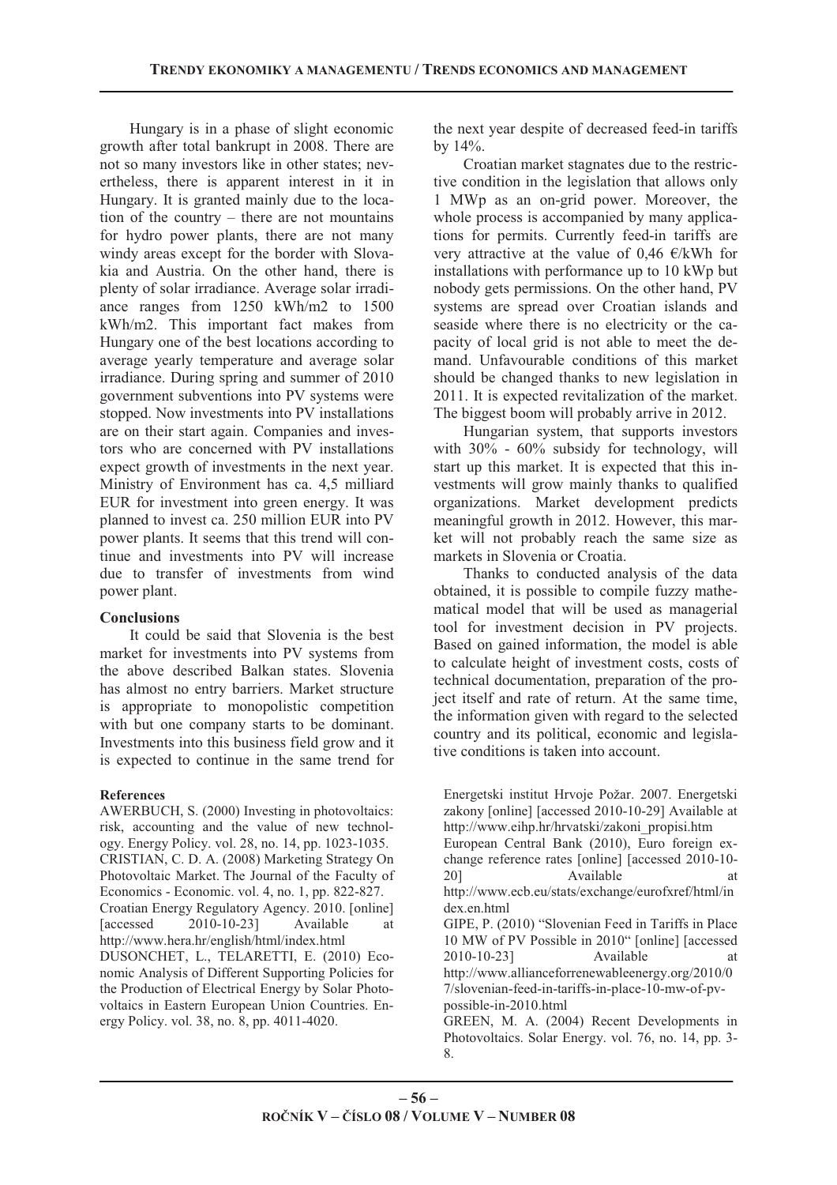Hungary is in a phase of slight economic growth after total bankrupt in 2008. There are not so many investors like in other states; nevertheless, there is apparent interest in it in Hungary. It is granted mainly due to the location of the country – there are not mountains for hydro power plants, there are not many windy areas except for the border with Slovakia and Austria. On the other hand, there is plenty of solar irradiance. Average solar irradiance ranges from 1250 kWh/m2 to 1500 kWh/m2. This important fact makes from Hungary one of the best locations according to average yearly temperature and average solar irradiance. During spring and summer of 2010 government subventions into PV systems were stopped. Now investments into PV installations are on their start again. Companies and investors who are concerned with PV installations expect growth of investments in the next year. Ministry of Environment has ca. 4,5 milliard EUR for investment into green energy. It was planned to invest ca. 250 million EUR into PV power plants. It seems that this trend will continue and investments into PV will increase due to transfer of investments from wind power plant.

## Conclusions

It could be said that Slovenia is the best market for investments into PV systems from the above described Balkan states. Slovenia has almost no entry barriers. Market structure is appropriate to monopolistic competition with but one company starts to be dominant. Investments into this business field grow and it is expected to continue in the same trend for the next year despite of decreased feed-in tariffs by 14%.

Croatian market stagnates due to the restrictive condition in the legislation that allows only 1 MWp as an on-grid power. Moreover, the whole process is accompanied by many applications for permits. Currently feed-in tariffs are very attractive at the value of 0,46 €/kWh for installations with performance up to 10 kWp but nobody gets permissions. On the other hand, PV systems are spread over Croatian islands and seaside where there is no electricity or the capacity of local grid is not able to meet the demand. Unfavourable conditions of this market should be changed thanks to new legislation in 2011. It is expected revitalization of the market. The biggest boom will probably arrive in 2012.

Hungarian system, that supports investors with 30% - 60% subsidy for technology, will start up this market. It is expected that this investments will grow mainly thanks to qualified organizations. Market development predicts meaningful growth in 2012. However, this market will not probably reach the same size as markets in Slovenia or Croatia.

Thanks to conducted analysis of the data obtained, it is possible to compile fuzzy mathematical model that will be used as managerial tool for investment decision in PV projects. Based on gained information, the model is able to calculate height of investment costs, costs of technical documentation, preparation of the project itself and rate of return. At the same time, the information given with regard to the selected country and its political, economic and legislative conditions is taken into account.

## References

AWERBUCH, S. (2000) Investing in photovoltaics: risk, accounting and the value of new technology. Energy Policy. vol. 28, no. 14, pp. 1023-1035.

CRISTIAN, C. D. A. (2008) Marketing Strategy On Photovoltaic Market. The Journal of the Faculty of Economics - Economic. vol. 4, no. 1, pp. 822-827.

Croatian Energy Regulatory Agency. 2010. [online] [accessed 2010-10-23] Available at http://www.hera.hr/english/html/index.html

DUSONCHET, L., TELARETTI, E. (2010) Economic Analysis of Different Supporting Policies for the Production of Electrical Energy by Solar Photovoltaics in Eastern European Union Countries. Energy Policy. vol. 38, no. 8, pp. 4011-4020.

Energetski institut Hrvoje Požar. 2007. Energetski zakony [online] [accessed 2010-10-29] Available at http://www.eihp.hr/hrvatski/zakoni_propisi.htm

European Central Bank (2010), Euro foreign exchange reference rates [online] [accessed 2010-10-20] Available at http://www.ecb.eu/stats/exchange/eurofxref/html/index.en.html

GIPE, P. (2010) "Slovenian Feed in Tariffs in Place 10 MW of PV Possible in 2010" [online] [accessed 2010-10-23] Available at http://www.allianceforrenewableenergy.org/2010/07/slovenian-feed-in-tariffs-in-place-10-mw-of-pv-possible-in-2010.html

GREEN, M. A. (2004) Recent Developments in Photovoltaics. Solar Energy. vol. 76, no. 14, pp. 3-8.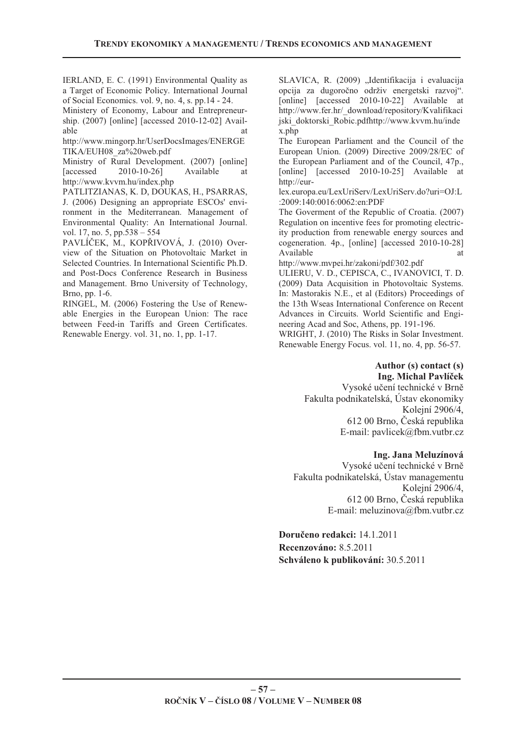IERLAND, E. C. (1991) Environmental Quality as a Target of Economic Policy. International Journal of Social Economics. vol. 9, no. 4, s. pp.14 - 24.

Ministery of Economy, Labour and Entrepreneurship. (2007) [online] [accessed 2010-12-02] Available at http://www.mingorp.hr/UserDocsImages/ENERGETIKA/EUH08_za%20web.pdf

Ministry of Rural Development. (2007) [online] [accessed 2010-10-26] Available at http://www.kvvm.hu/index.php

PATLITZIANAS, K. D, DOUKAS, H., PSARRAS, J. (2006) Designing an appropriate ESCOs' environment in the Mediterranean. Management of Environmental Quality: An International Journal. vol. 17, no. 5, pp.538 – 554

PAVLÍČEK, M., KOPŘIVOVÁ, J. (2010) Overview of the Situation on Photovoltaic Market in Selected Countries. In International Scientific Ph.D. and Post-Docs Conference Research in Business and Management. Brno University of Technology, Brno, pp. 1-6.

RINGEL, M. (2006) Fostering the Use of Renewable Energies in the European Union: The race between Feed-in Tariffs and Green Certificates. Renewable Energy. vol. 31, no. 1, pp. 1-17.

SLAVICA, R. (2009) „Identifikacija i evaluacija opcija za dugoročno održiv energetski razvoj". [online] [accessed 2010-10-22] Available at http://www.fer.hr/_download/repository/Kvalifikacijski_doktorski_Robic.pdfhttp://www.kvvm.hu/index.php

The European Parliament and the Council of the European Union. (2009) Directive 2009/28/EC of the European Parliament and of the Council, 47p., [online] [accessed 2010-10-25] Available at http://eur-lex.europa.eu/LexUriServ/LexUriServ.do?uri=OJ:L:2009:140:0016:0062:en:PDF

The Goverment of the Republic of Croatia. (2007) Regulation on incentive fees for promoting electricity production from renewable energy sources and cogeneration. 4p., [online] [accessed 2010-10-28] Available at http://www.mvpei.hr/zakoni/pdf/302.pdf

ULIERU, V. D., CEPISCA, C., IVANOVICI, T. D. (2009) Data Acquisition in Photovoltaic Systems. In: Mastorakis N.E., et al (Editors) Proceedings of the 13th Wseas International Conference on Recent Advances in Circuits. World Scientific and Engineering Acad and Soc, Athens, pp. 191-196.

WRIGHT, J. (2010) The Risks in Solar Investment. Renewable Energy Focus. vol. 11, no. 4, pp. 56-57.

**Author (s) contact (s)**

**Ing. Michal Pavlíček**
Vysoké učení technické v Brně
Fakulta podnikatelská, Ústav ekonomiky
Kolejní 2906/4,
612 00 Brno, Česká republika
E-mail: pavlicek@fbm.vutbr.cz

**Ing. Jana Meluzínová**
Vysoké učení technické v Brně
Fakulta podnikatelská, Ústav managementu
Kolejní 2906/4,
612 00 Brno, Česká republika
E-mail: meluzinova@fbm.vutbr.cz

**Doručeno redakci:** 14.1.2011
**Recenzováno:** 8.5.2011
**Schváleno k publikování:** 30.5.2011